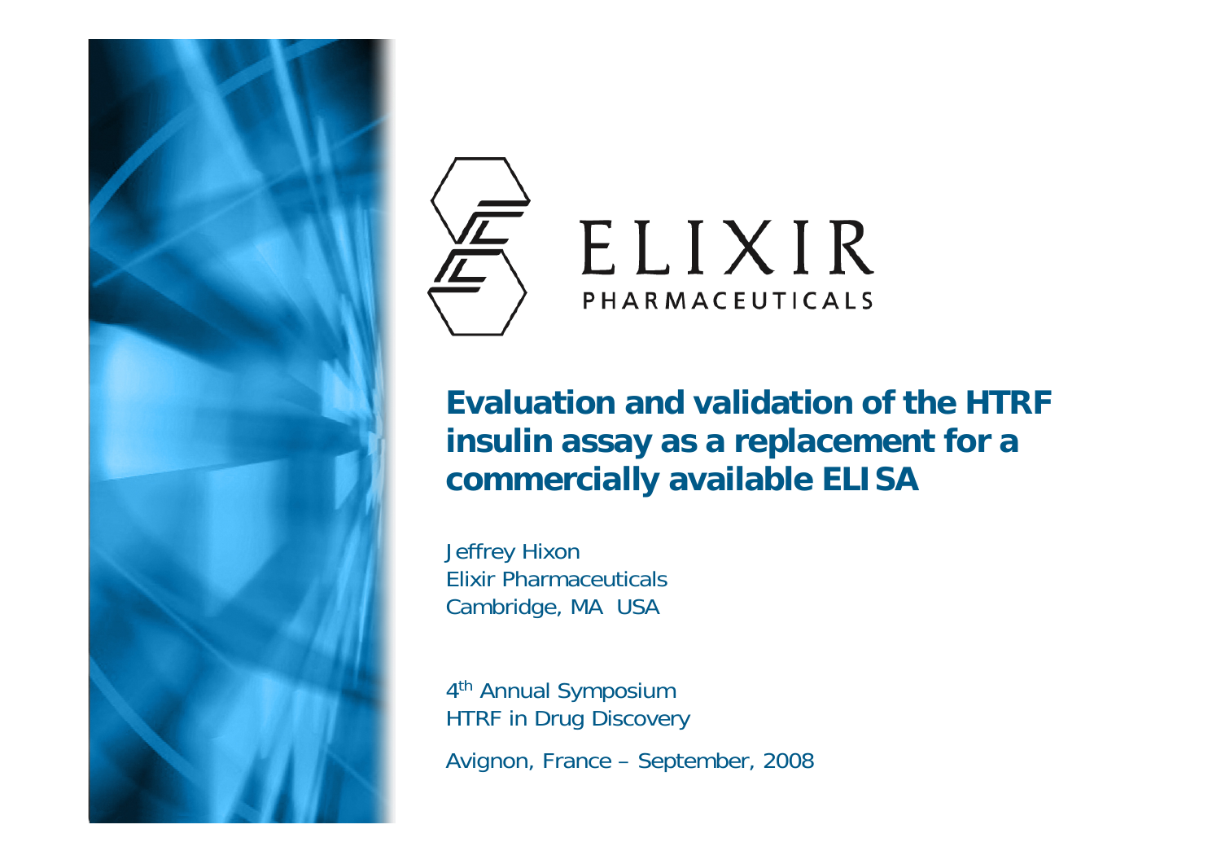ELIXIR
PHARMACEUTICALS

# Evaluation and validation of the HTRF insulin assay as a replacement for a commercially available ELISA

Jeffrey Hixon
Elixir Pharmaceuticals
Cambridge, MA USA

4th Annual Symposium
HTRF in Drug Discovery

Avignon, France – September, 2008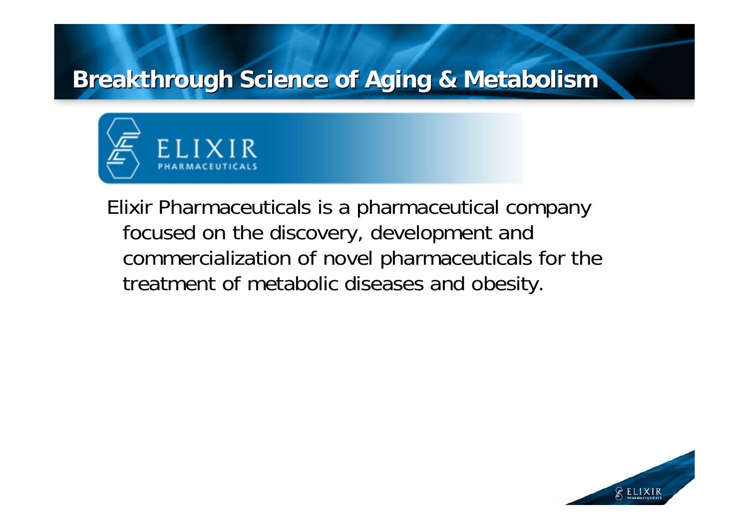# Breakthrough Science of Aging & Metabolism

ELIXIR PHARMACEUTICALS

Elixir Pharmaceuticals is a pharmaceutical company focused on the discovery, development and commercialization of novel pharmaceuticals for the treatment of metabolic diseases and obesity.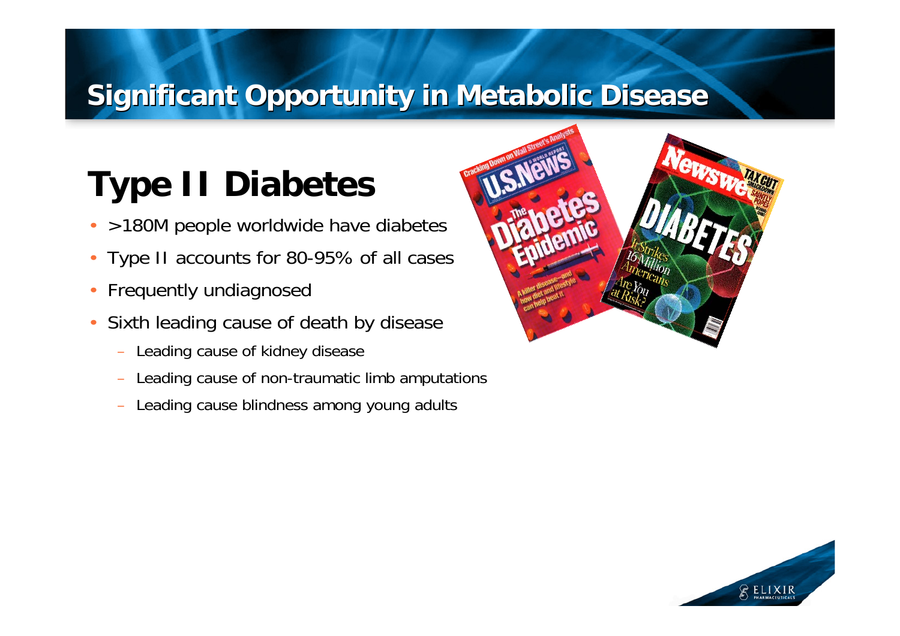## Significant Opportunity in Metabolic Disease

# Type II Diabetes

- >180M people worldwide have diabetes
- Type II accounts for 80-95% of all cases
- Frequently undiagnosed
- Sixth leading cause of death by disease
  - Leading cause of kidney disease
  - Leading cause of non-traumatic limb amputations
  - Leading cause blindness among young adults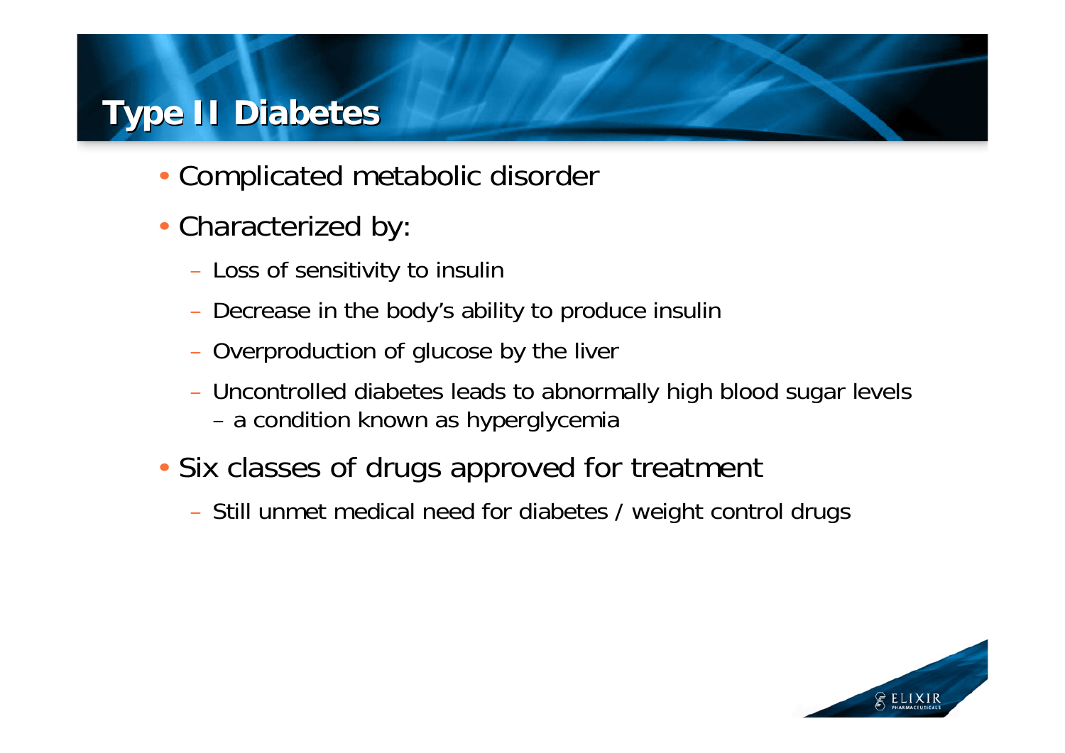# Type II Diabetes

- Complicated metabolic disorder
- Characterized by:
  - Loss of sensitivity to insulin
  - Decrease in the body's ability to produce insulin
  - Overproduction of glucose by the liver
  - Uncontrolled diabetes leads to abnormally high blood sugar levels – a condition known as hyperglycemia
- Six classes of drugs approved for treatment
  - Still unmet medical need for diabetes / weight control drugs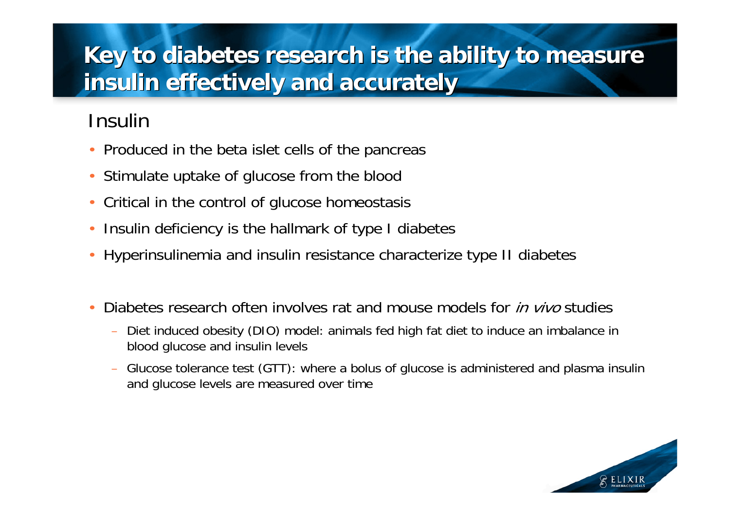# Key to diabetes research is the ability to measure insulin effectively and accurately

## Insulin

- Produced in the beta islet cells of the pancreas
- Stimulate uptake of glucose from the blood
- Critical in the control of glucose homeostasis
- Insulin deficiency is the hallmark of type I diabetes
- Hyperinsulinemia and insulin resistance characterize type II diabetes

- Diabetes research often involves rat and mouse models for *in vivo* studies
  - Diet induced obesity (DIO) model: animals fed high fat diet to induce an imbalance in blood glucose and insulin levels
  - Glucose tolerance test (GTT): where a bolus of glucose is administered and plasma insulin and glucose levels are measured over time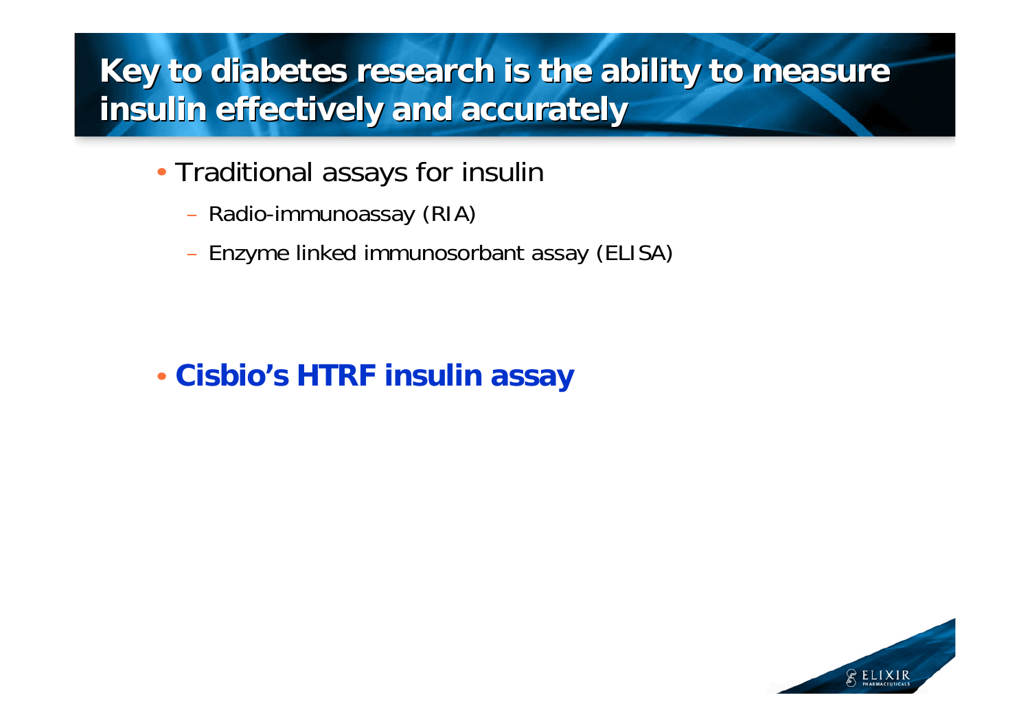# Key to diabetes research is the ability to measure insulin effectively and accurately

- Traditional assays for insulin
  - Radio-immunoassay (RIA)
  - Enzyme linked immunosorbant assay (ELISA)

- **Cisbio's HTRF insulin assay**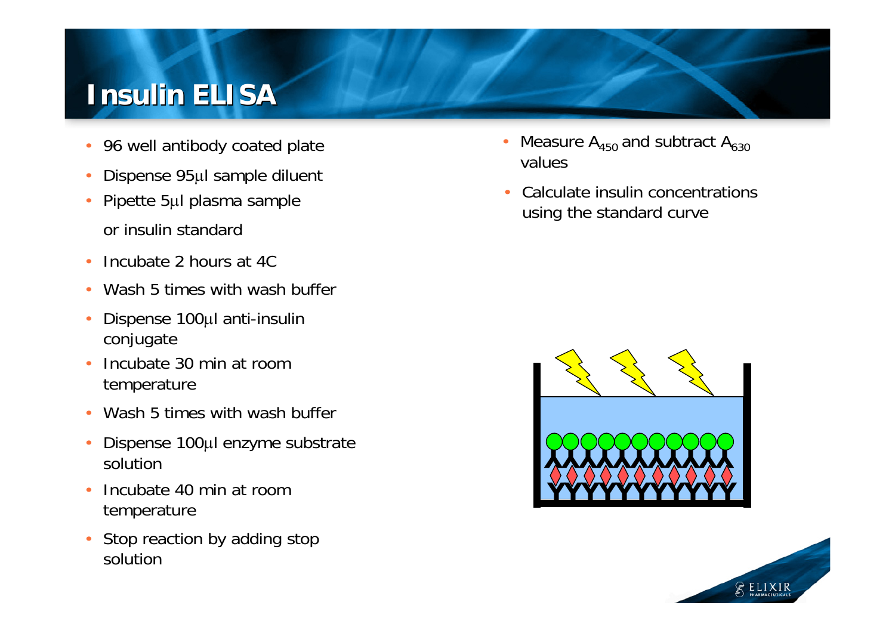# Insulin ELISA

- 96 well antibody coated plate
- Dispense 95μl sample diluent
- Pipette 5μl plasma sample

  or insulin standard
- Incubate 2 hours at 4C
- Wash 5 times with wash buffer
- Dispense 100μl anti-insulin conjugate
- Incubate 30 min at room temperature
- Wash 5 times with wash buffer
- Dispense 100μl enzyme substrate solution
- Incubate 40 min at room temperature
- Stop reaction by adding stop solution
- Measure $A_{450}$ and subtract $A_{630}$ values
- Calculate insulin concentrations using the standard curve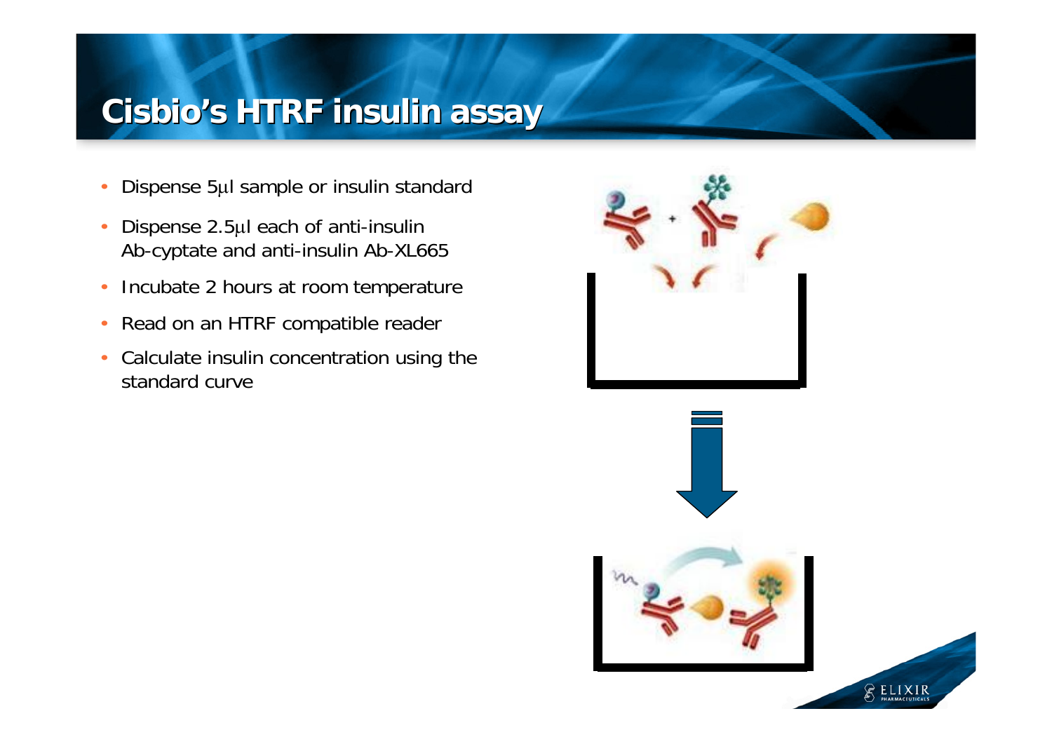# Cisbio's HTRF insulin assay

- Dispense 5µl sample or insulin standard
- Dispense 2.5µl each of anti-insulin Ab-cyptate and anti-insulin Ab-XL665
- Incubate 2 hours at room temperature
- Read on an HTRF compatible reader
- Calculate insulin concentration using the standard curve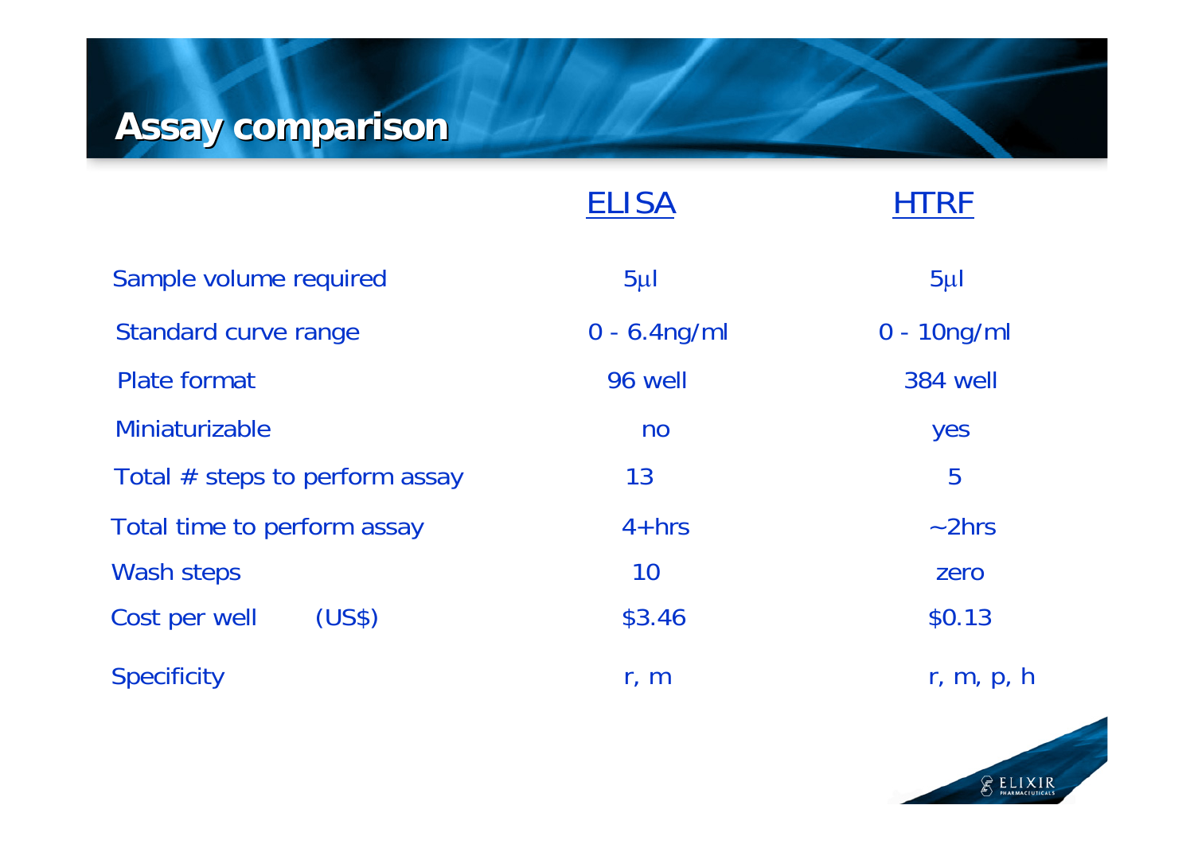# Assay comparison

| | ELISA | HTRF |
|---|---|---|
| Sample volume required | 5μl | 5μl |
| Standard curve range | 0 - 6.4ng/ml | 0 - 10ng/ml |
| Plate format | 96 well | 384 well |
| Miniaturizable | no | yes |
| Total # steps to perform assay | 13 | 5 |
| Total time to perform assay | 4+hrs | ~2hrs |
| Wash steps | 10 | zero |
| Cost per well (US$) | $3.46 | $0.13 |
| Specificity | r, m | r, m, p, h |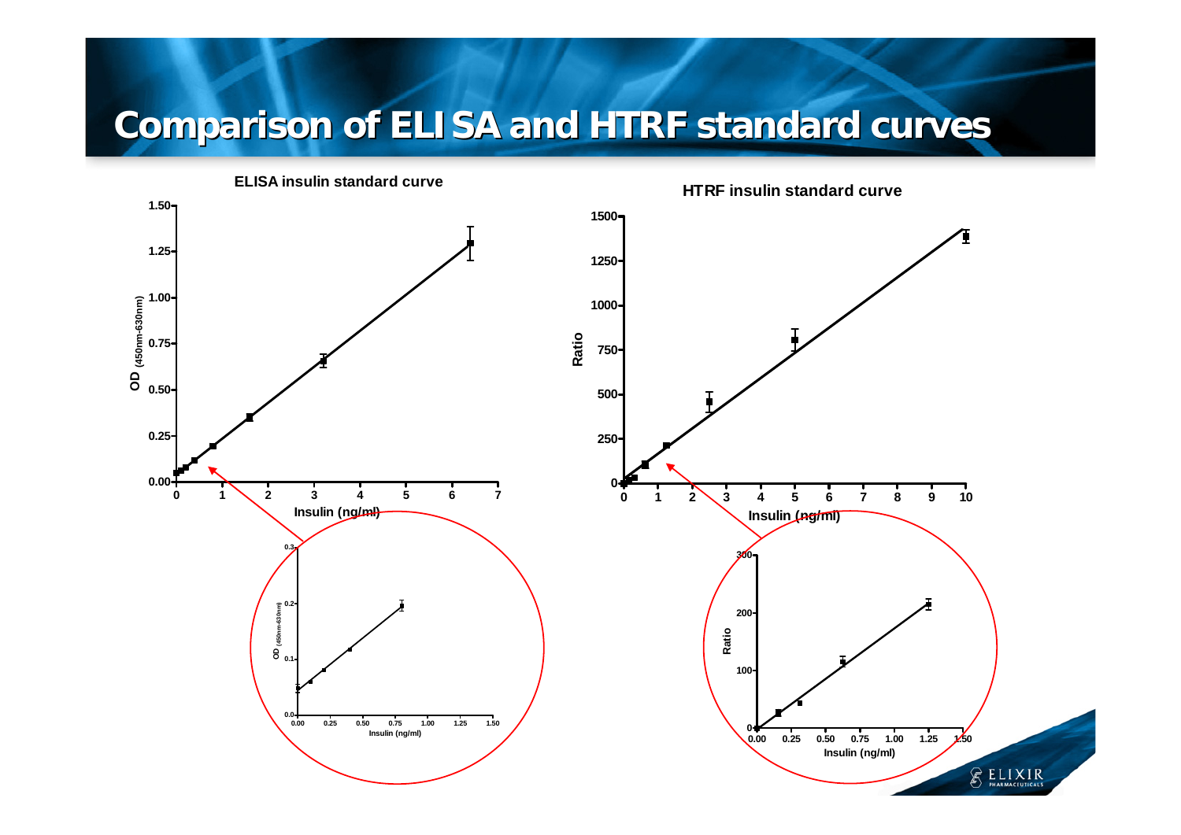# Comparison of ELISA and HTRF standard curves

**ELISA insulin standard curve**

**HTRF insulin standard curve**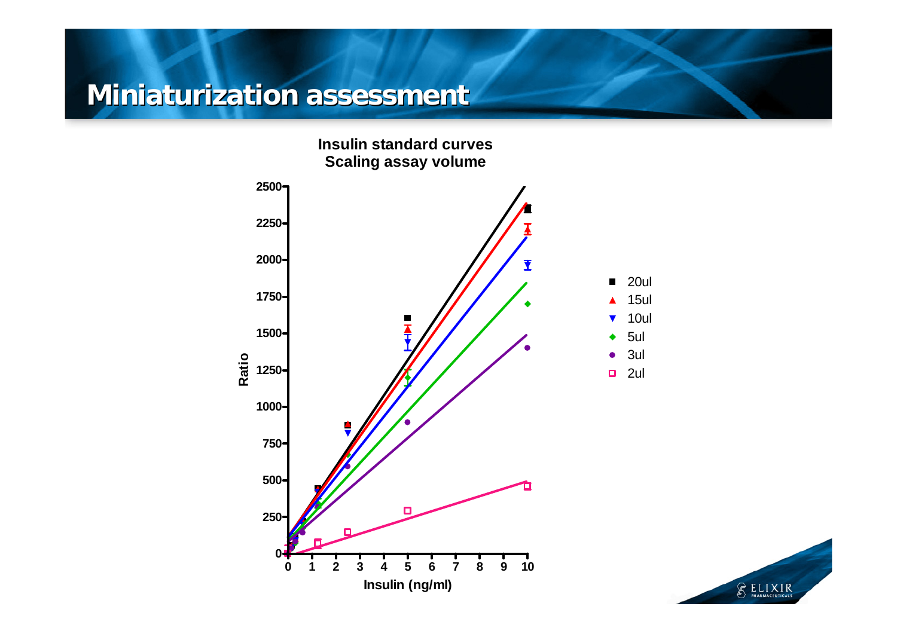# Miniaturization assessment

**Insulin standard curves**
**Scaling assay volume**

Ratio

Insulin (ng/ml)

- 20ul
- 15ul
- 10ul
- 5ul
- 3ul
- 2ul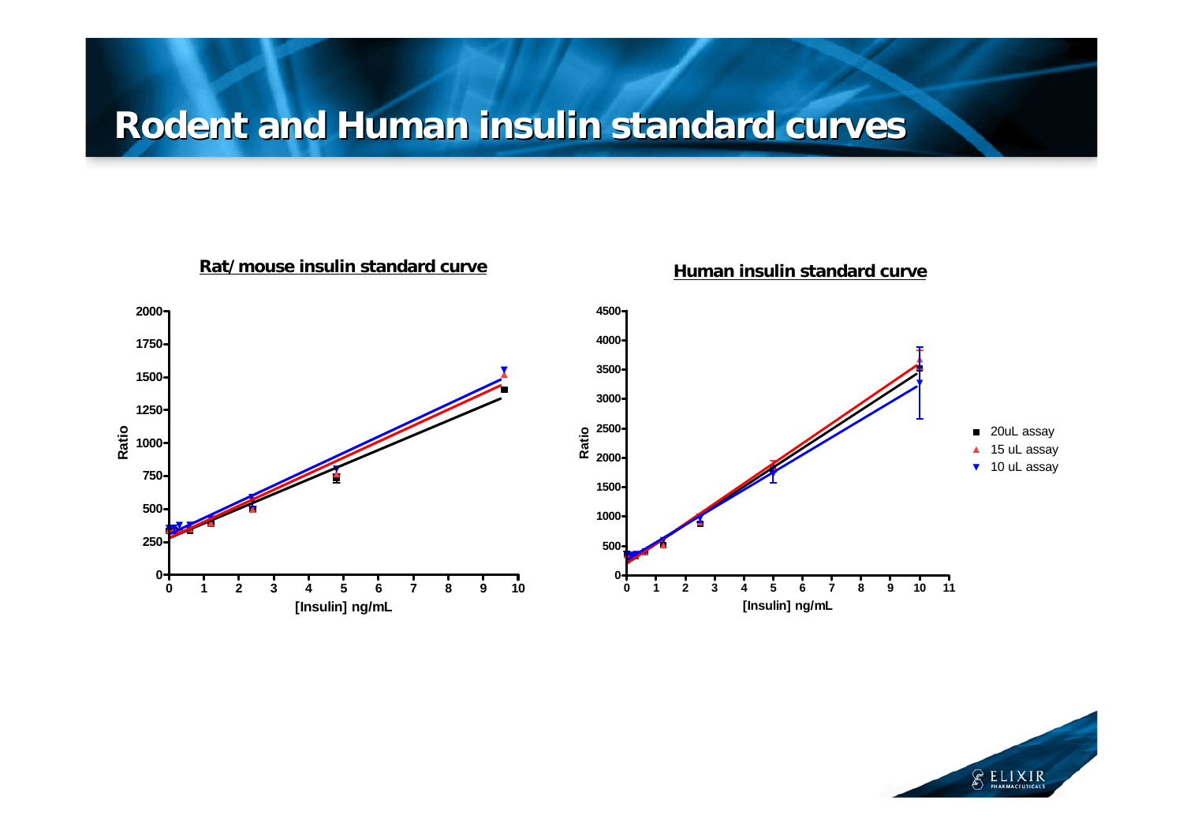# Rodent and Human insulin standard curves

**Rat/mouse insulin standard curve**

**Human insulin standard curve**

- 20uL assay
- 15 uL assay
- 10 uL assay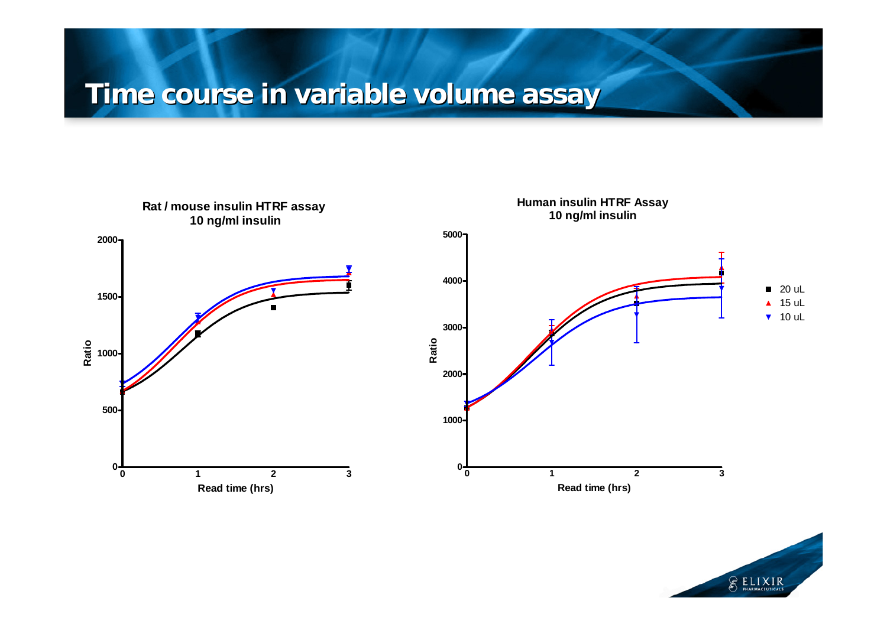# Time course in variable volume assay

**Rat / mouse insulin HTRF assay**
**10 ng/ml insulin**

Ratio (0–2000) vs. Read time (hrs) (0–3)

**Human insulin HTRF Assay**
**10 ng/ml insulin**

Ratio (0–5000) vs. Read time (hrs) (0–3)

- ■ 20 uL
- ▲ 15 uL
- ▼ 10 uL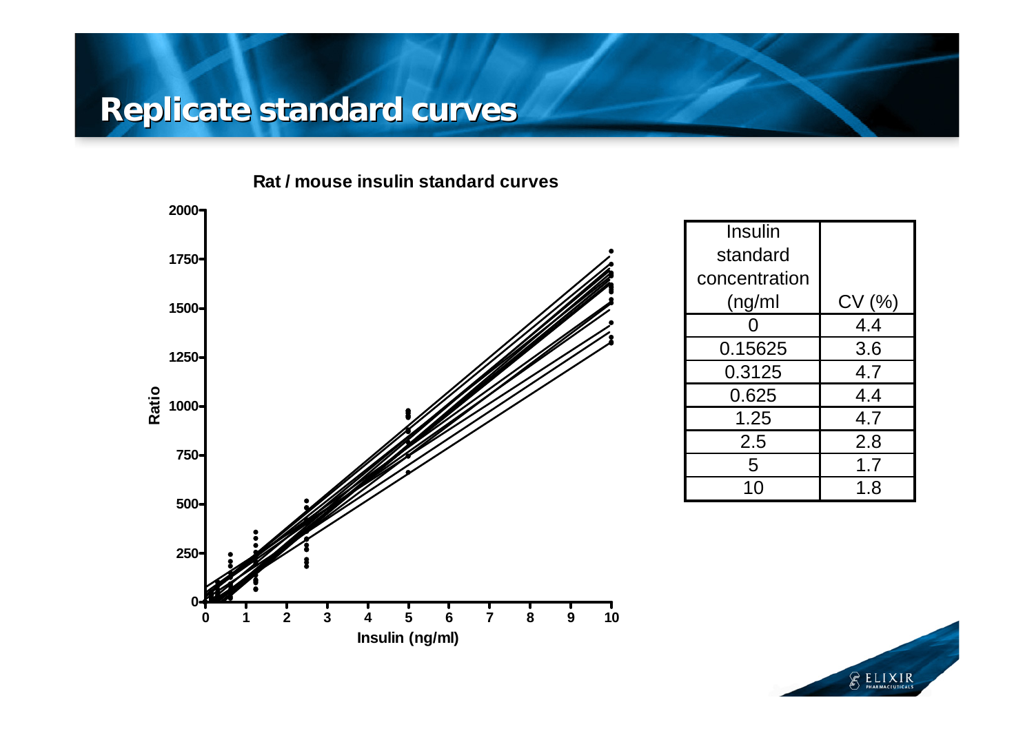# Replicate standard curves

**Rat / mouse insulin standard curves**

| Insulin standard concentration (ng/ml | CV (%) |
|---|---|
| 0 | 4.4 |
| 0.15625 | 3.6 |
| 0.3125 | 4.7 |
| 0.625 | 4.4 |
| 1.25 | 4.7 |
| 2.5 | 2.8 |
| 5 | 1.7 |
| 10 | 1.8 |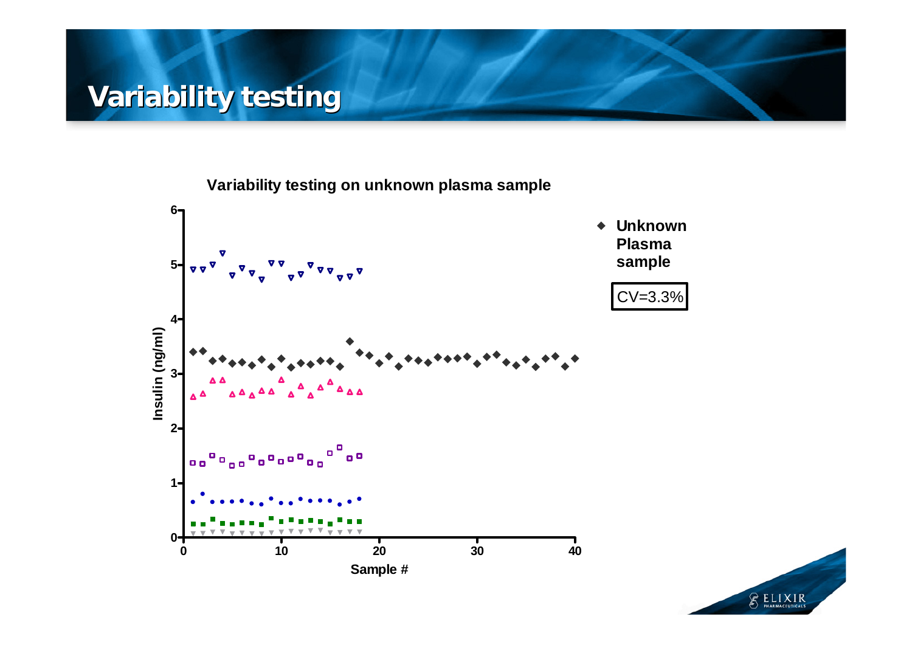# Variability testing

**Variability testing on unknown plasma sample**

Insulin (ng/ml)

Sample #

◆ **Unknown Plasma sample**

CV=3.3%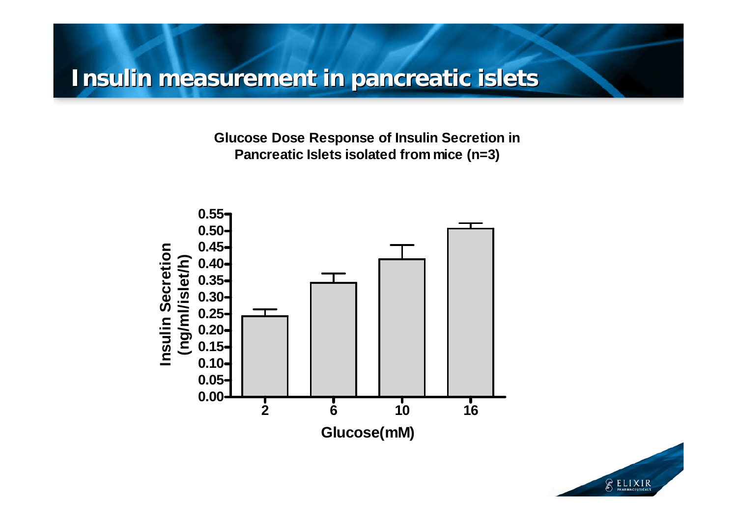# Insulin measurement in pancreatic islets

**Glucose Dose Response of Insulin Secretion in Pancreatic Islets isolated from mice (n=3)**

Insulin Secretion (ng/ml/islet/h)

0.55
0.50
0.45
0.40
0.35
0.30
0.25
0.20
0.15
0.10
0.05
0.00

2 6 10 16

Glucose(mM)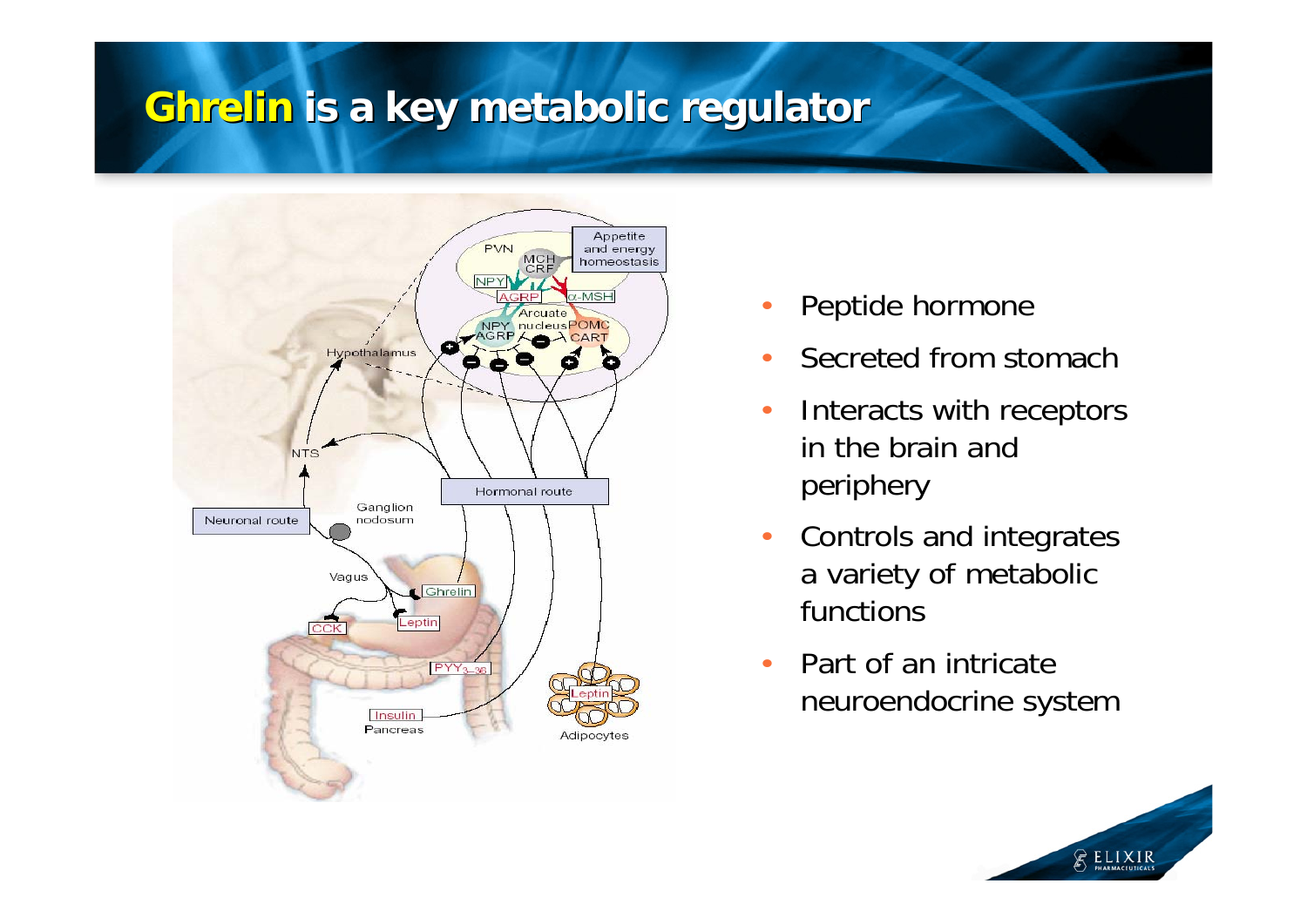# Ghrelin is a key metabolic regulator

- Peptide hormone
- Secreted from stomach
- Interacts with receptors in the brain and periphery
- Controls and integrates a variety of metabolic functions
- Part of an intricate neuroendocrine system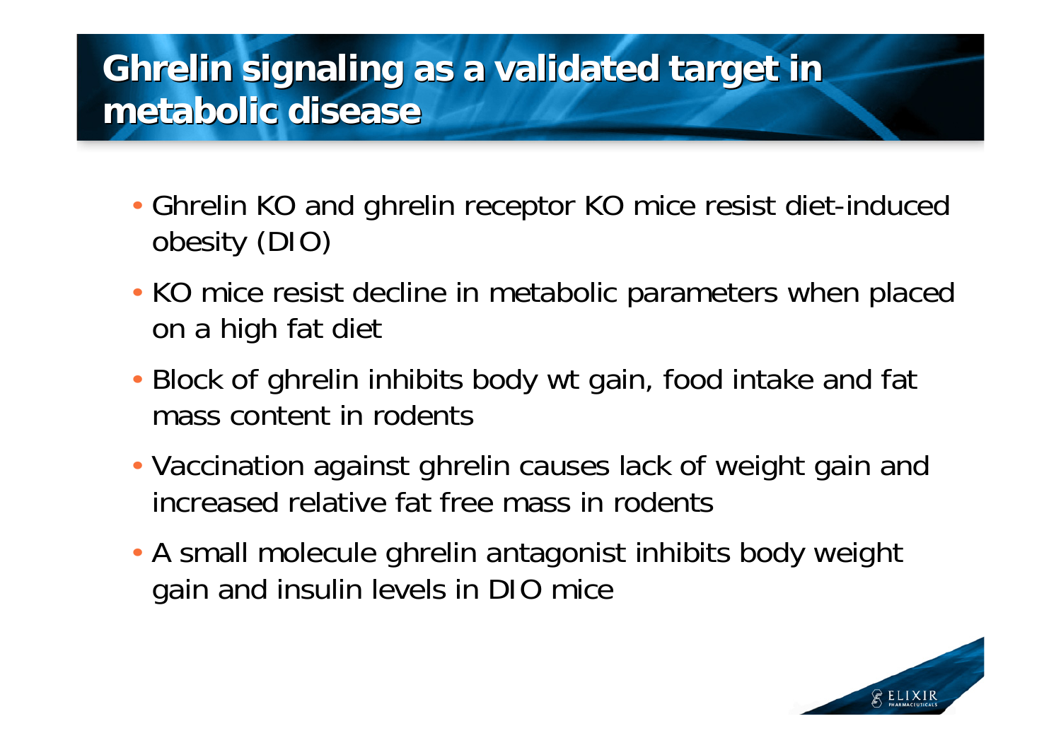# Ghrelin signaling as a validated target in metabolic disease

- Ghrelin KO and ghrelin receptor KO mice resist diet-induced obesity (DIO)
- KO mice resist decline in metabolic parameters when placed on a high fat diet
- Block of ghrelin inhibits body wt gain, food intake and fat mass content in rodents
- Vaccination against ghrelin causes lack of weight gain and increased relative fat free mass in rodents
- A small molecule ghrelin antagonist inhibits body weight gain and insulin levels in DIO mice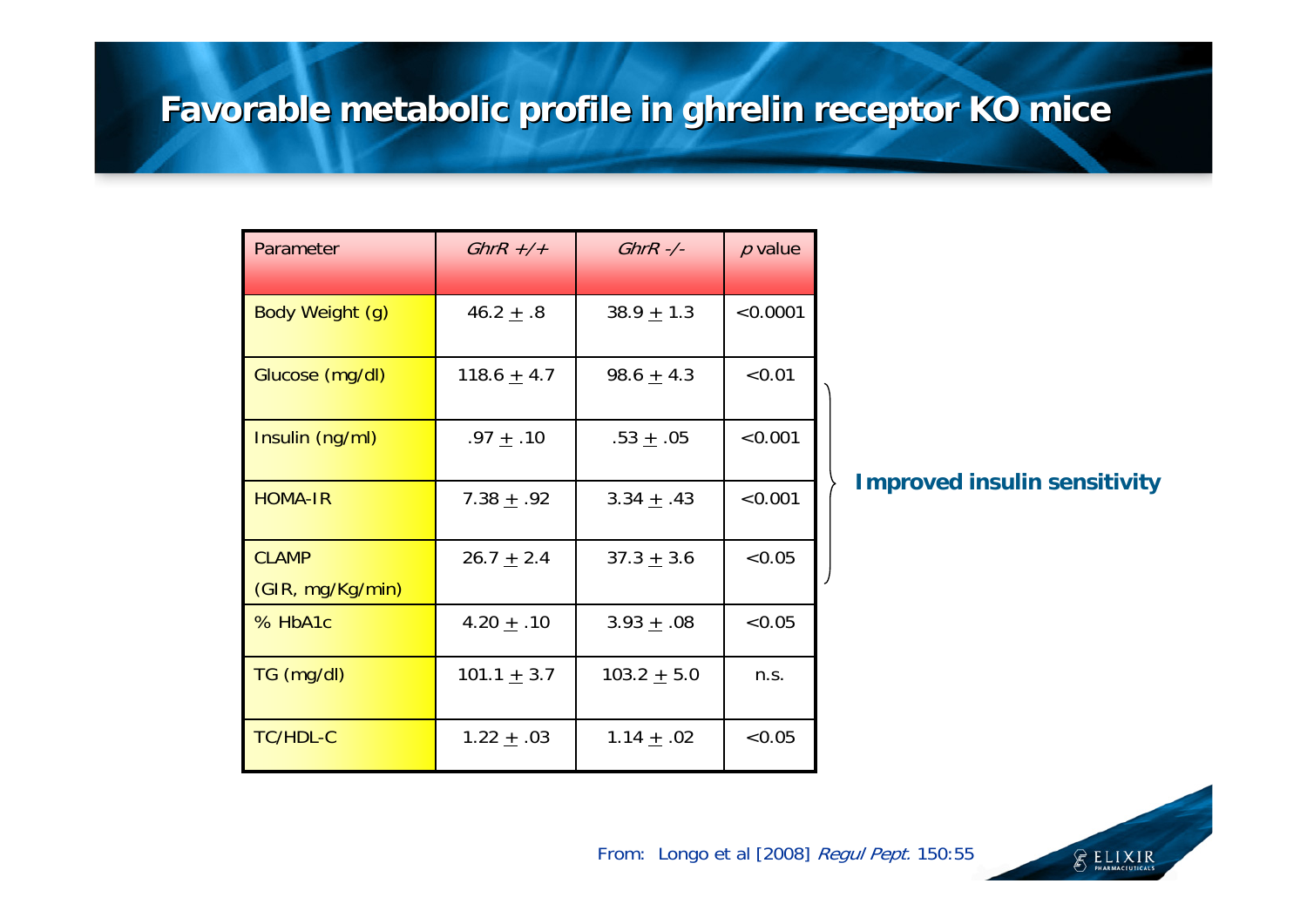# Favorable metabolic profile in ghrelin receptor KO mice

| Parameter | *GhrR +/+* | *GhrR -/-* | *p* value |
|---|---|---|---|
| Body Weight (g) | 46.2 ± .8 | 38.9 ± 1.3 | <0.0001 |
| Glucose (mg/dl) | 118.6 ± 4.7 | 98.6 ± 4.3 | <0.01 |
| Insulin (ng/ml) | .97 ± .10 | .53 ± .05 | <0.001 |
| HOMA-IR | 7.38 ± .92 | 3.34 ± .43 | <0.001 |
| CLAMP (GIR, mg/Kg/min) | 26.7 ± 2.4 | 37.3 ± 3.6 | <0.05 |
| % HbA1c | 4.20 ± .10 | 3.93 ± .08 | <0.05 |
| TG (mg/dl) | 101.1 ± 3.7 | 103.2 ± 5.0 | n.s. |
| TC/HDL-C | 1.22 ± .03 | 1.14 ± .02 | <0.05 |

**Improved insulin sensitivity** (Glucose, Insulin, HOMA-IR, CLAMP)

From: Longo et al [2008] *Regul Pept.* 150:55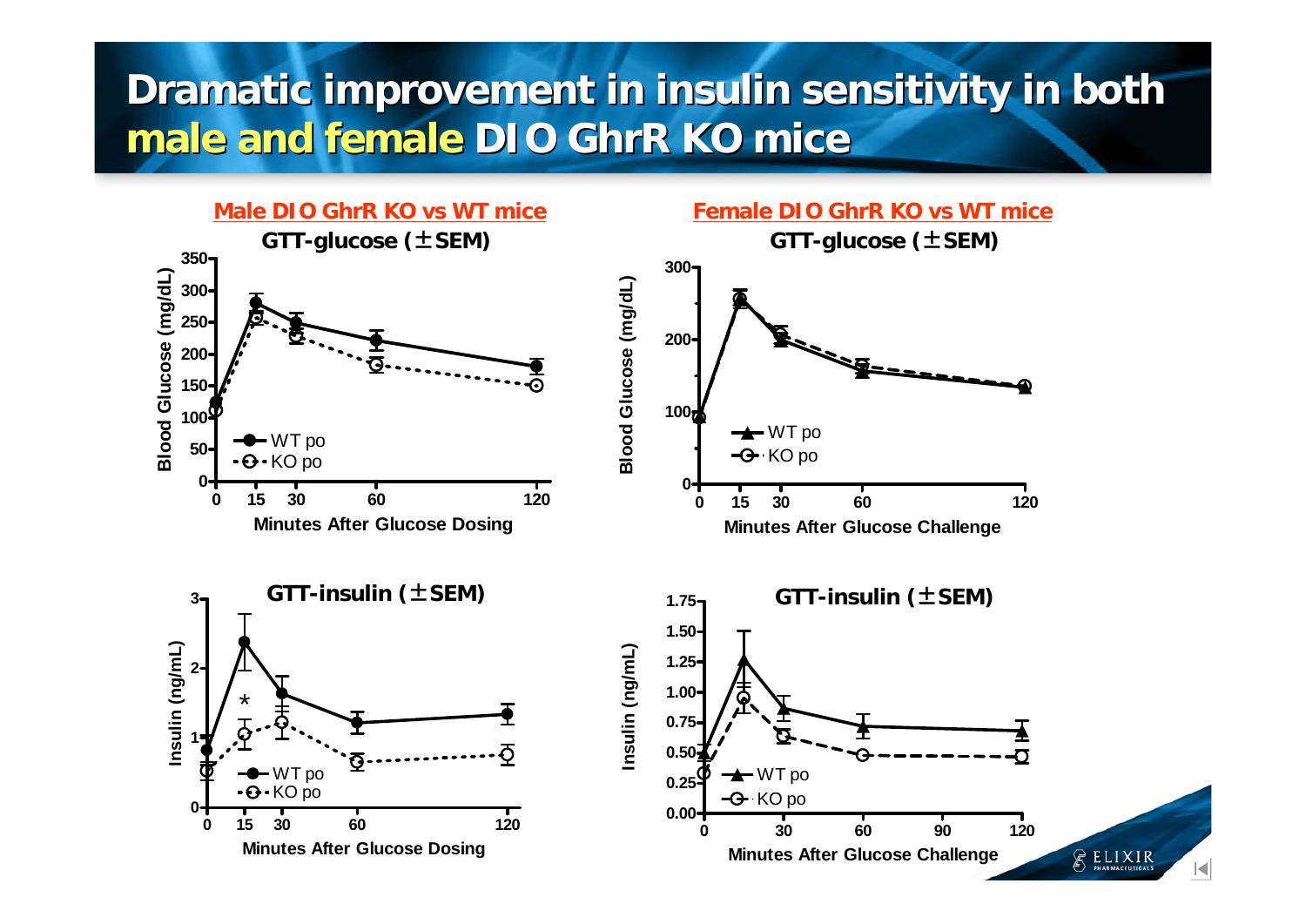# Dramatic improvement in insulin sensitivity in both male and female DIO GhrR KO mice

## Male DIO GhrR KO vs WT mice

**GTT-glucose (±SEM)**

Blood Glucose (mg/dL) vs Minutes After Glucose Dosing (0, 15, 30, 60, 120)

- WT po
- KO po

**GTT-insulin (±SEM)**

Insulin (ng/mL) vs Minutes After Glucose Dosing (0, 15, 30, 60, 120)

- WT po
- KO po

*

## Female DIO GhrR KO vs WT mice

**GTT-glucose (±SEM)**

Blood Glucose (mg/dL) vs Minutes After Glucose Challenge (0, 15, 30, 60, 120)

- WT po
- KO po

**GTT-insulin (±SEM)**

Insulin (ng/mL) vs Minutes After Glucose Challenge (0, 30, 60, 90, 120)

- WT po
- KO po

ELIXIR PHARMACEUTICALS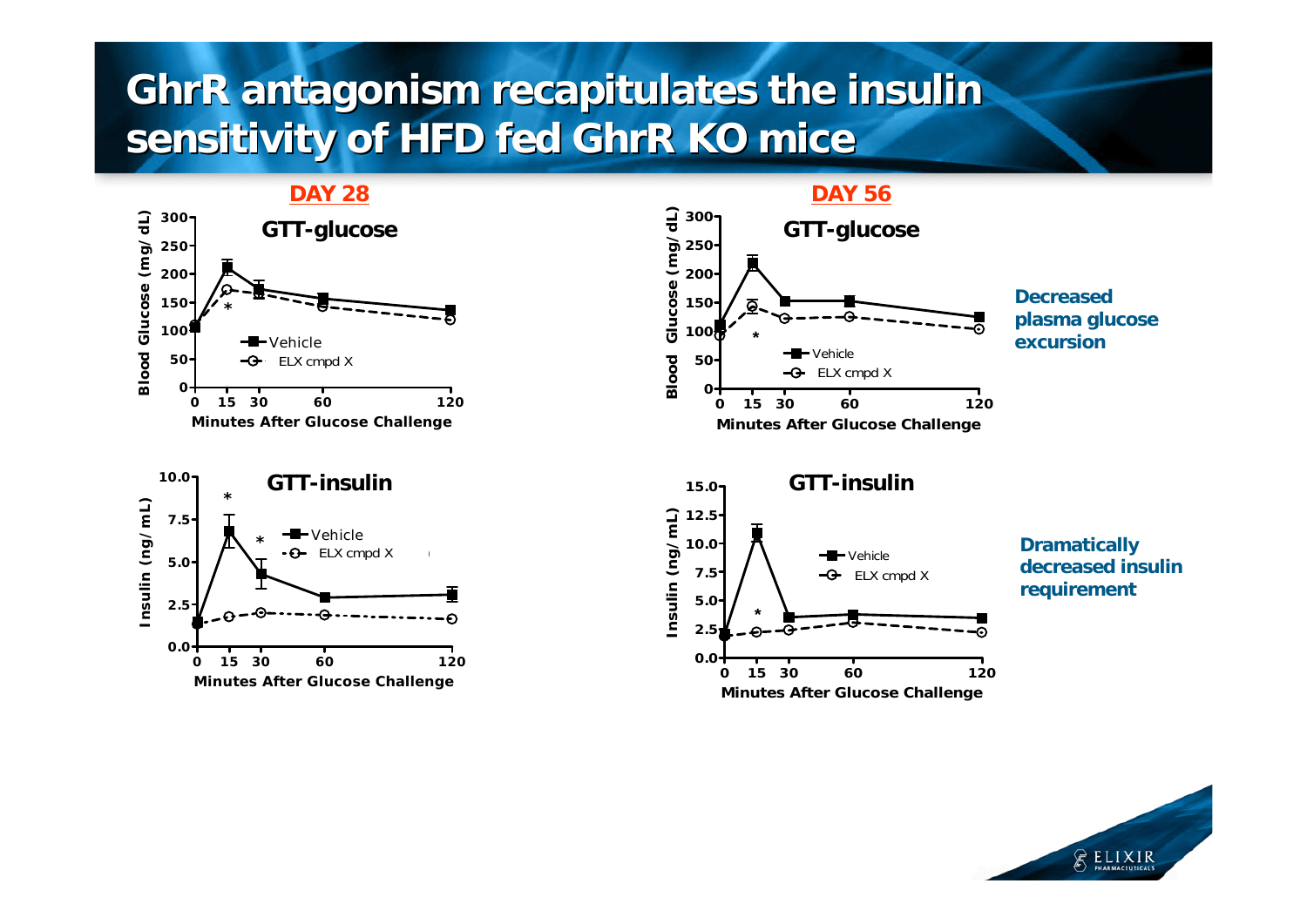# GhrR antagonism recapitulates the insulin sensitivity of HFD fed GhrR KO mice

**DAY 28**

GTT-glucose

Blood Glucose (mg/dL)

Minutes After Glucose Challenge

Vehicle

ELX cmpd X

GTT-insulin

Insulin (ng/mL)

Minutes After Glucose Challenge

Vehicle

ELX cmpd X

**DAY 56**

GTT-glucose

Blood Glucose (mg/dL)

Minutes After Glucose Challenge

Vehicle

ELX cmpd X

**Decreased plasma glucose excursion**

GTT-insulin

Insulin (ng/mL)

Minutes After Glucose Challenge

Vehicle

ELX cmpd X

**Dramatically decreased insulin requirement**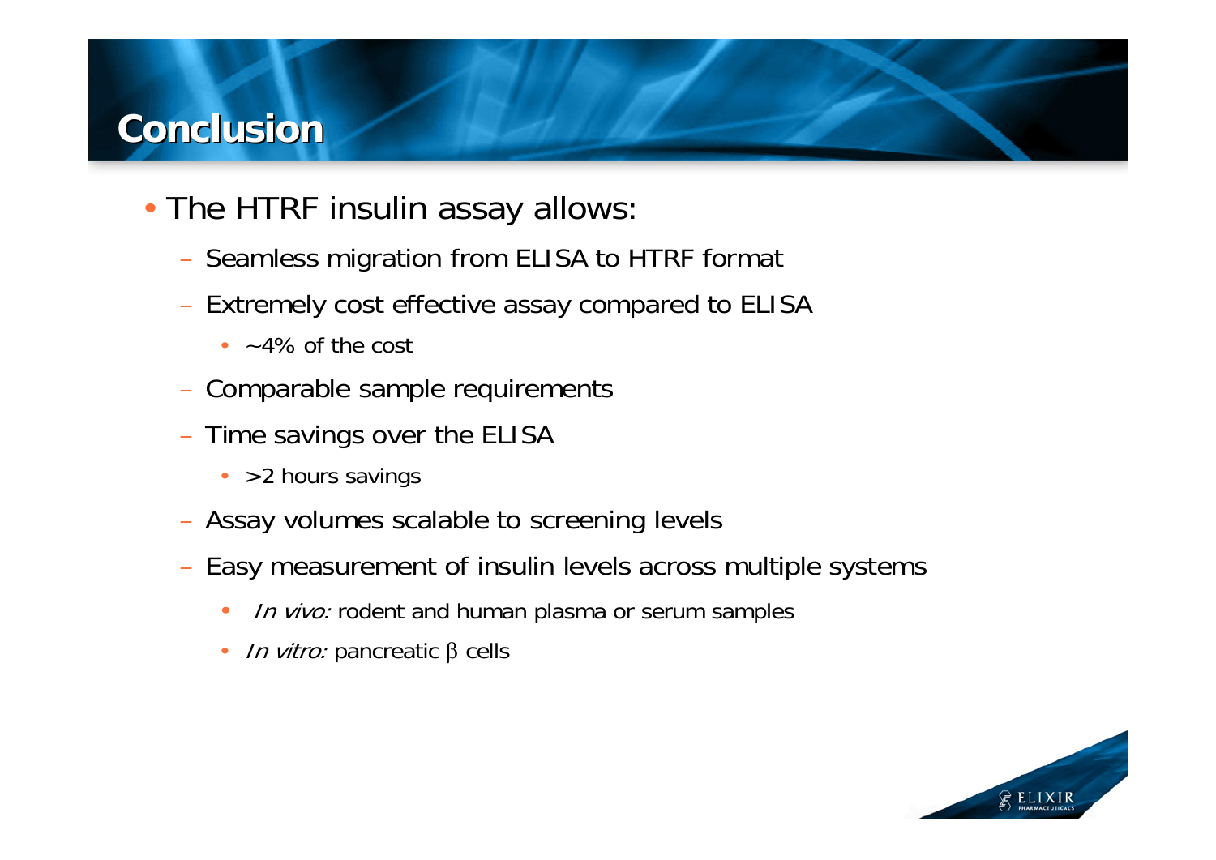# Conclusion

- The HTRF insulin assay allows:
  - Seamless migration from ELISA to HTRF format
  - Extremely cost effective assay compared to ELISA
    - ~4% of the cost
  - Comparable sample requirements
  - Time savings over the ELISA
    - >2 hours savings
  - Assay volumes scalable to screening levels
  - Easy measurement of insulin levels across multiple systems
    - *In vivo:* rodent and human plasma or serum samples
    - *In vitro:* pancreatic $\beta$ cells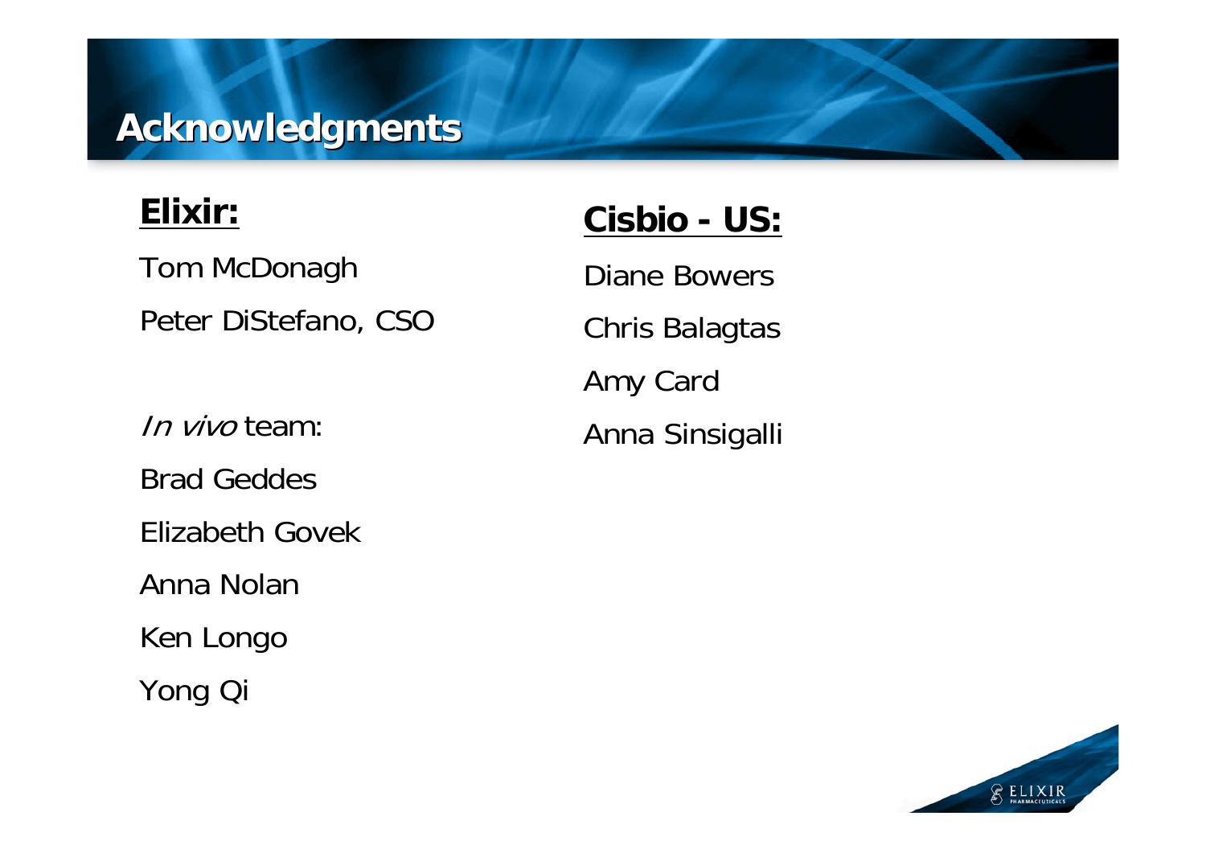# Acknowledgments

**Elixir:**

Tom McDonagh

Peter DiStefano, CSO

*In vivo* team:

Brad Geddes

Elizabeth Govek

Anna Nolan

Ken Longo

Yong Qi

**Cisbio - US:**

Diane Bowers

Chris Balagtas

Amy Card

Anna Sinsigalli